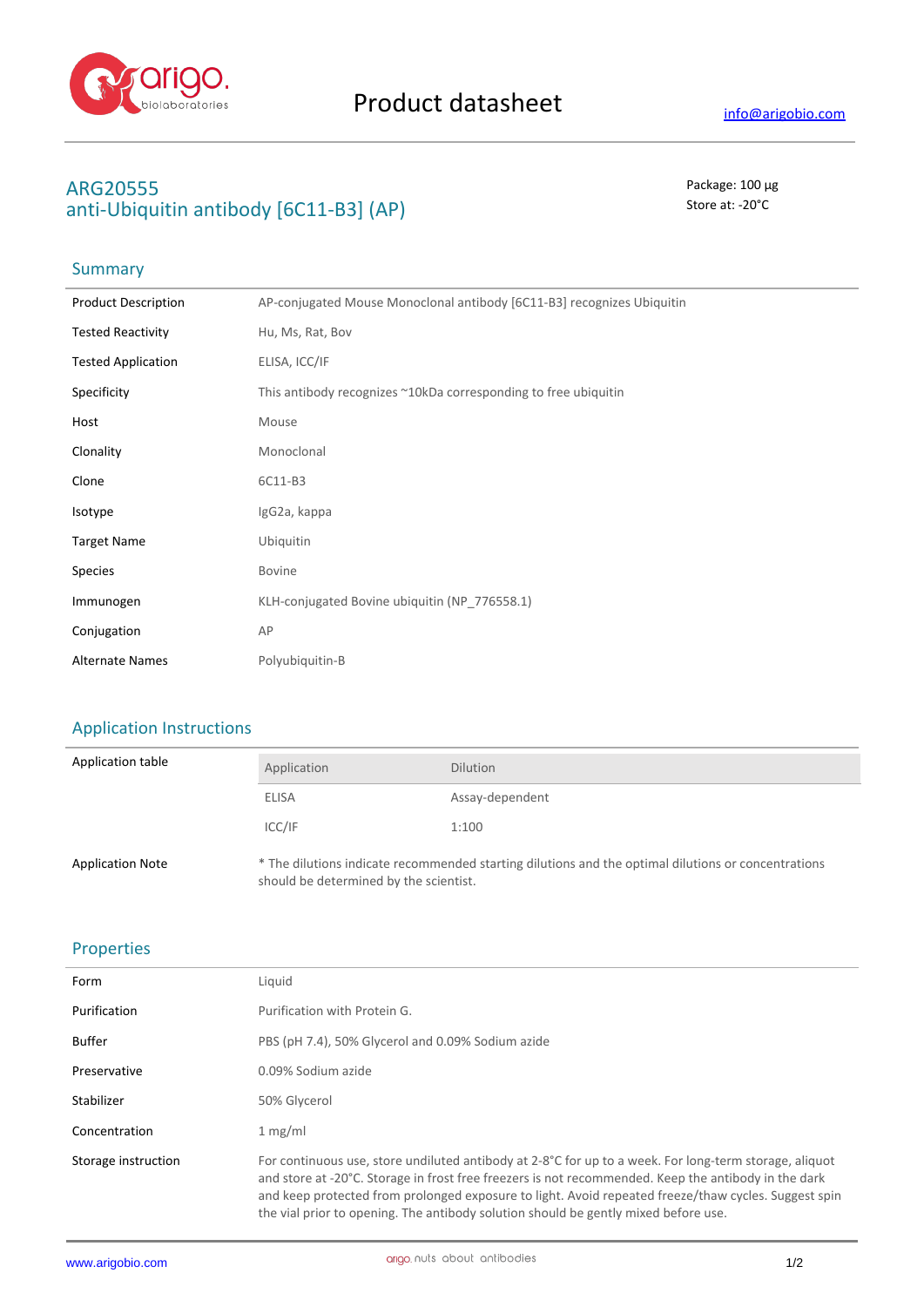Product datasheet

info@arigobio.com

# ARG20555
# anti-Ubiquitin antibody [6C11-B3] (AP)

Package: 100 μg
Store at: -20°C

## Summary

| | |
|---|---|
| Product Description | AP-conjugated Mouse Monoclonal antibody [6C11-B3] recognizes Ubiquitin |
| Tested Reactivity | Hu, Ms, Rat, Bov |
| Tested Application | ELISA, ICC/IF |
| Specificity | This antibody recognizes ~10kDa corresponding to free ubiquitin |
| Host | Mouse |
| Clonality | Monoclonal |
| Clone | 6C11-B3 |
| Isotype | IgG2a, kappa |
| Target Name | Ubiquitin |
| Species | Bovine |
| Immunogen | KLH-conjugated Bovine ubiquitin (NP_776558.1) |
| Conjugation | AP |
| Alternate Names | Polyubiquitin-B |

## Application Instructions

Application table

| Application | Dilution |
|---|---|
| ELISA | Assay-dependent |
| ICC/IF | 1:100 |

Application Note: * The dilutions indicate recommended starting dilutions and the optimal dilutions or concentrations should be determined by the scientist.

## Properties

| | |
|---|---|
| Form | Liquid |
| Purification | Purification with Protein G. |
| Buffer | PBS (pH 7.4), 50% Glycerol and 0.09% Sodium azide |
| Preservative | 0.09% Sodium azide |
| Stabilizer | 50% Glycerol |
| Concentration | 1 mg/ml |
| Storage instruction | For continuous use, store undiluted antibody at 2-8°C for up to a week. For long-term storage, aliquot and store at -20°C. Storage in frost free freezers is not recommended. Keep the antibody in the dark and keep protected from prolonged exposure to light. Avoid repeated freeze/thaw cycles. Suggest spin the vial prior to opening. The antibody solution should be gently mixed before use. |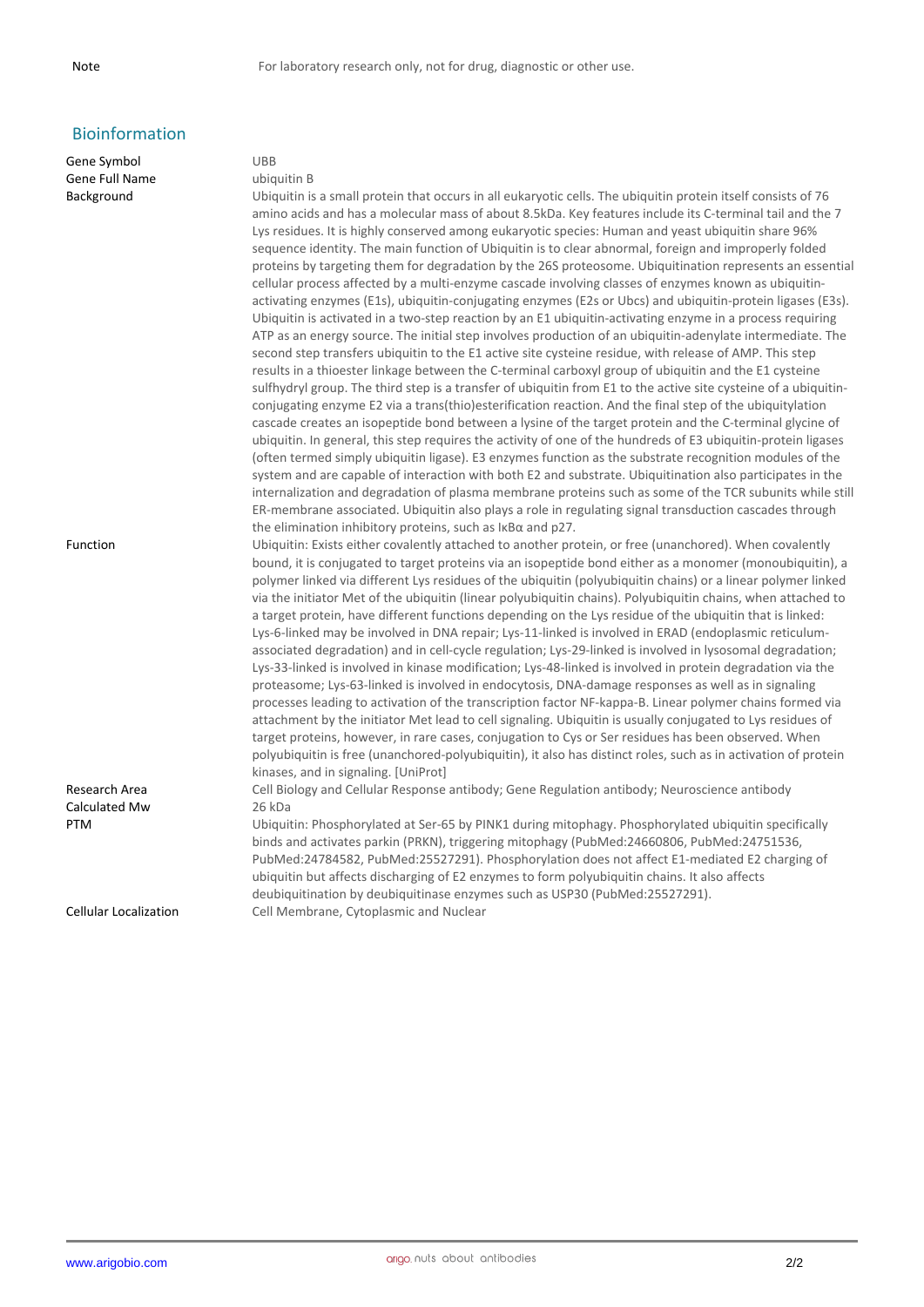| | |
|---|---|
| Note | For laboratory research only, not for drug, diagnostic or other use. |

## Bioinformation

| | |
|---|---|
| Gene Symbol | UBB |
| Gene Full Name | ubiquitin B |
| Background | Ubiquitin is a small protein that occurs in all eukaryotic cells. The ubiquitin protein itself consists of 76 amino acids and has a molecular mass of about 8.5kDa. Key features include its C-terminal tail and the 7 Lys residues. It is highly conserved among eukaryotic species: Human and yeast ubiquitin share 96% sequence identity. The main function of Ubiquitin is to clear abnormal, foreign and improperly folded proteins by targeting them for degradation by the 26S proteosome. Ubiquitination represents an essential cellular process affected by a multi-enzyme cascade involving classes of enzymes known as ubiquitin-activating enzymes (E1s), ubiquitin-conjugating enzymes (E2s or Ubcs) and ubiquitin-protein ligases (E3s). Ubiquitin is activated in a two-step reaction by an E1 ubiquitin-activating enzyme in a process requiring ATP as an energy source. The initial step involves production of an ubiquitin-adenylate intermediate. The second step transfers ubiquitin to the E1 active site cysteine residue, with release of AMP. This step results in a thioester linkage between the C-terminal carboxyl group of ubiquitin and the E1 cysteine sulfhydryl group. The third step is a transfer of ubiquitin from E1 to the active site cysteine of a ubiquitin-conjugating enzyme E2 via a trans(thio)esterification reaction. And the final step of the ubiquitylation cascade creates an isopeptide bond between a lysine of the target protein and the C-terminal glycine of ubiquitin. In general, this step requires the activity of one of the hundreds of E3 ubiquitin-protein ligases (often termed simply ubiquitin ligase). E3 enzymes function as the substrate recognition modules of the system and are capable of interaction with both E2 and substrate. Ubiquitination also participates in the internalization and degradation of plasma membrane proteins such as some of the TCR subunits while still ER-membrane associated. Ubiquitin also plays a role in regulating signal transduction cascades through the elimination inhibitory proteins, such as IκBα and p27. |
| Function | Ubiquitin: Exists either covalently attached to another protein, or free (unanchored). When covalently bound, it is conjugated to target proteins via an isopeptide bond either as a monomer (monoubiquitin), a polymer linked via different Lys residues of the ubiquitin (polyubiquitin chains) or a linear polymer linked via the initiator Met of the ubiquitin (linear polyubiquitin chains). Polyubiquitin chains, when attached to a target protein, have different functions depending on the Lys residue of the ubiquitin that is linked: Lys-6-linked may be involved in DNA repair; Lys-11-linked is involved in ERAD (endoplasmic reticulum-associated degradation) and in cell-cycle regulation; Lys-29-linked is involved in lysosomal degradation; Lys-33-linked is involved in kinase modification; Lys-48-linked is involved in protein degradation via the proteasome; Lys-63-linked is involved in endocytosis, DNA-damage responses as well as in signaling processes leading to activation of the transcription factor NF-kappa-B. Linear polymer chains formed via attachment by the initiator Met lead to cell signaling. Ubiquitin is usually conjugated to Lys residues of target proteins, however, in rare cases, conjugation to Cys or Ser residues has been observed. When polyubiquitin is free (unanchored-polyubiquitin), it also has distinct roles, such as in activation of protein kinases, and in signaling. [UniProt] |
| Research Area | Cell Biology and Cellular Response antibody; Gene Regulation antibody; Neuroscience antibody |
| Calculated Mw | 26 kDa |
| PTM | Ubiquitin: Phosphorylated at Ser-65 by PINK1 during mitophagy. Phosphorylated ubiquitin specifically binds and activates parkin (PRKN), triggering mitophagy (PubMed:24660806, PubMed:24751536, PubMed:24784582, PubMed:25527291). Phosphorylation does not affect E1-mediated E2 charging of ubiquitin but affects discharging of E2 enzymes to form polyubiquitin chains. It also affects deubiquitination by deubiquitinase enzymes such as USP30 (PubMed:25527291). |
| Cellular Localization | Cell Membrane, Cytoplasmic and Nuclear |